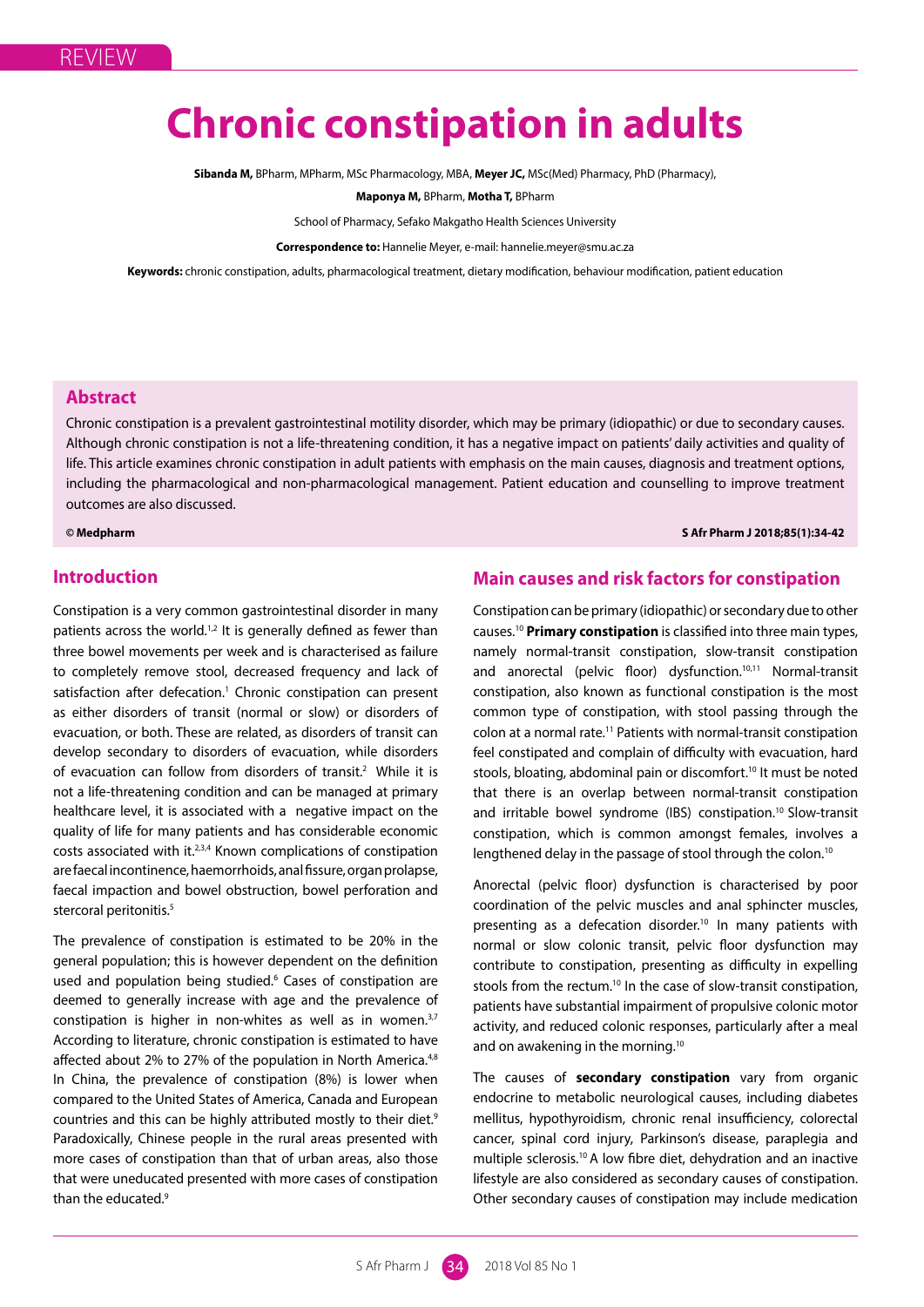REVIEW

# Chronic constipation in adults

**Sibanda M,** BPharm, MPharm, MSc Pharmacology, MBA, **Meyer JC,** MSc(Med) Pharmacy, PhD (Pharmacy),

**Maponya M,** BPharm, **Motha T,** BPharm

School of Pharmacy, Sefako Makgatho Health Sciences University

**Correspondence to:** Hannelie Meyer, e-mail: hannelie.meyer@smu.ac.za

**Keywords:** chronic constipation, adults, pharmacological treatment, dietary modification, behaviour modification, patient education

## Abstract

Chronic constipation is a prevalent gastrointestinal motility disorder, which may be primary (idiopathic) or due to secondary causes. Although chronic constipation is not a life-threatening condition, it has a negative impact on patients' daily activities and quality of life. This article examines chronic constipation in adult patients with emphasis on the main causes, diagnosis and treatment options, including the pharmacological and non-pharmacological management. Patient education and counselling to improve treatment outcomes are also discussed.

**© Medpharm** **S Afr Pharm J 2018;85(1):34-42**

## Introduction

Constipation is a very common gastrointestinal disorder in many patients across the world.[1,2] It is generally defined as fewer than three bowel movements per week and is characterised as failure to completely remove stool, decreased frequency and lack of satisfaction after defecation.[1] Chronic constipation can present as either disorders of transit (normal or slow) or disorders of evacuation, or both. These are related, as disorders of transit can develop secondary to disorders of evacuation, while disorders of evacuation can follow from disorders of transit.[2] While it is not a life-threatening condition and can be managed at primary healthcare level, it is associated with a negative impact on the quality of life for many patients and has considerable economic costs associated with it.[2,3,4] Known complications of constipation are faecal incontinence, haemorrhoids, anal fissure, organ prolapse, faecal impaction and bowel obstruction, bowel perforation and stercoral peritonitis.[5]

The prevalence of constipation is estimated to be 20% in the general population; this is however dependent on the definition used and population being studied.[6] Cases of constipation are deemed to generally increase with age and the prevalence of constipation is higher in non-whites as well as in women.[3,7] According to literature, chronic constipation is estimated to have affected about 2% to 27% of the population in North America.[4,8] In China, the prevalence of constipation (8%) is lower when compared to the United States of America, Canada and European countries and this can be highly attributed mostly to their diet.[9] Paradoxically, Chinese people in the rural areas presented with more cases of constipation than that of urban areas, also those that were uneducated presented with more cases of constipation than the educated.[9]

## Main causes and risk factors for constipation

Constipation can be primary (idiopathic) or secondary due to other causes.[10] **Primary constipation** is classified into three main types, namely normal-transit constipation, slow-transit constipation and anorectal (pelvic floor) dysfunction.[10,11] Normal-transit constipation, also known as functional constipation is the most common type of constipation, with stool passing through the colon at a normal rate.[11] Patients with normal-transit constipation feel constipated and complain of difficulty with evacuation, hard stools, bloating, abdominal pain or discomfort.[10] It must be noted that there is an overlap between normal-transit constipation and irritable bowel syndrome (IBS) constipation.[10] Slow-transit constipation, which is common amongst females, involves a lengthened delay in the passage of stool through the colon.[10]

Anorectal (pelvic floor) dysfunction is characterised by poor coordination of the pelvic muscles and anal sphincter muscles, presenting as a defecation disorder.[10] In many patients with normal or slow colonic transit, pelvic floor dysfunction may contribute to constipation, presenting as difficulty in expelling stools from the rectum.[10] In the case of slow-transit constipation, patients have substantial impairment of propulsive colonic motor activity, and reduced colonic responses, particularly after a meal and on awakening in the morning.[10]

The causes of **secondary constipation** vary from organic endocrine to metabolic neurological causes, including diabetes mellitus, hypothyroidism, chronic renal insufficiency, colorectal cancer, spinal cord injury, Parkinson's disease, paraplegia and multiple sclerosis.[10] A low fibre diet, dehydration and an inactive lifestyle are also considered as secondary causes of constipation. Other secondary causes of constipation may include medication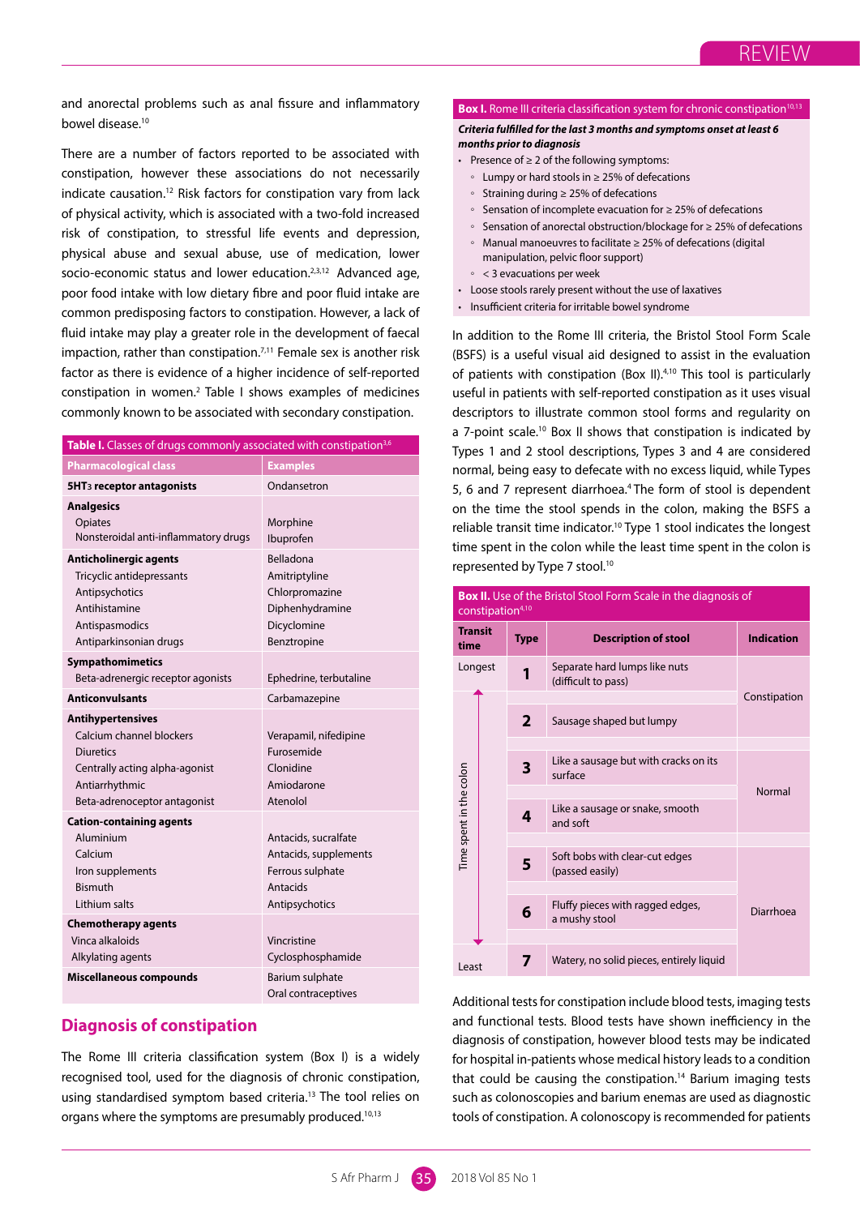and anorectal problems such as anal fissure and inflammatory bowel disease.[10]

There are a number of factors reported to be associated with constipation, however these associations do not necessarily indicate causation.[12] Risk factors for constipation vary from lack of physical activity, which is associated with a two-fold increased risk of constipation, to stressful life events and depression, physical abuse and sexual abuse, use of medication, lower socio-economic status and lower education.[2,3,12] Advanced age, poor food intake with low dietary fibre and poor fluid intake are common predisposing factors to constipation. However, a lack of fluid intake may play a greater role in the development of faecal impaction, rather than constipation.[7,11] Female sex is another risk factor as there is evidence of a higher incidence of self-reported constipation in women.[2] Table I shows examples of medicines commonly known to be associated with secondary constipation.

**Table I.** Classes of drugs commonly associated with constipation[3,6]

| Pharmacological class | Examples |
|---|---|
| **$5HT_3$ receptor antagonists** | Ondansetron |
| **Analgesics** | |
| Opiates | Morphine |
| Nonsteroidal anti-inflammatory drugs | Ibuprofen |
| **Anticholinergic agents** | Belladona |
| Tricyclic antidepressants | Amitriptyline |
| Antipsychotics | Chlorpromazine |
| Antihistamine | Diphenhydramine |
| Antispasmodics | Dicyclomine |
| Antiparkinsonian drugs | Benztropine |
| **Sympathomimetics** | |
| Beta-adrenergic receptor agonists | Ephedrine, terbutaline |
| **Anticonvulsants** | Carbamazepine |
| **Antihypertensives** | |
| Calcium channel blockers | Verapamil, nifedipine |
| Diuretics | Furosemide |
| Centrally acting alpha-agonist | Clonidine |
| Antiarrhythmic | Amiodarone |
| Beta-adrenoceptor antagonist | Atenolol |
| **Cation-containing agents** | |
| Aluminium | Antacids, sucralfate |
| Calcium | Antacids, supplements |
| Iron supplements | Ferrous sulphate |
| Bismuth | Antacids |
| Lithium salts | Antipsychotics |
| **Chemotherapy agents** | |
| Vinca alkaloids | Vincristine |
| Alkylating agents | Cyclosphosphamide |
| **Miscellaneous compounds** | Barium sulphate |
| | Oral contraceptives |

## Diagnosis of constipation

The Rome III criteria classification system (Box I) is a widely recognised tool, used for the diagnosis of chronic constipation, using standardised symptom based criteria.[13] The tool relies on organs where the symptoms are presumably produced.[10,13]

**Box I.** Rome III criteria classification system for chronic constipation[10,13]

***Criteria fulfilled for the last 3 months and symptoms onset at least 6 months prior to diagnosis***

- Presence of ≥ 2 of the following symptoms:
  - Lumpy or hard stools in ≥ 25% of defecations
  - Straining during ≥ 25% of defecations
  - Sensation of incomplete evacuation for ≥ 25% of defecations
  - Sensation of anorectal obstruction/blockage for ≥ 25% of defecations
  - Manual manoeuvres to facilitate ≥ 25% of defecations (digital manipulation, pelvic floor support)
  - < 3 evacuations per week
- Loose stools rarely present without the use of laxatives
- Insufficient criteria for irritable bowel syndrome

In addition to the Rome III criteria, the Bristol Stool Form Scale (BSFS) is a useful visual aid designed to assist in the evaluation of patients with constipation (Box II).[4,10] This tool is particularly useful in patients with self-reported constipation as it uses visual descriptors to illustrate common stool forms and regularity on a 7-point scale.[10] Box II shows that constipation is indicated by Types 1 and 2 stool descriptions, Types 3 and 4 are considered normal, being easy to defecate with no excess liquid, while Types 5, 6 and 7 represent diarrhoea.[4] The form of stool is dependent on the time the stool spends in the colon, making the BSFS a reliable transit time indicator.[10] Type 1 stool indicates the longest time spent in the colon while the least time spent in the colon is represented by Type 7 stool.[10]

**Box II.** Use of the Bristol Stool Form Scale in the diagnosis of constipation[4,10]

| Transit time | Type | Description of stool | Indication |
|---|---|---|---|
| Longest | 1 | Separate hard lumps like nuts (difficult to pass) | Constipation |
| Time spent in the colon | 2 | Sausage shaped but lumpy | Constipation |
| | 3 | Like a sausage but with cracks on its surface | Normal |
| | 4 | Like a sausage or snake, smooth and soft | Normal |
| | 5 | Soft bobs with clear-cut edges (passed easily) | Diarrhoea |
| | 6 | Fluffy pieces with ragged edges, a mushy stool | Diarrhoea |
| Least | 7 | Watery, no solid pieces, entirely liquid | Diarrhoea |

Additional tests for constipation include blood tests, imaging tests and functional tests. Blood tests have shown inefficiency in the diagnosis of constipation, however blood tests may be indicated for hospital in-patients whose medical history leads to a condition that could be causing the constipation.[14] Barium imaging tests such as colonoscopies and barium enemas are used as diagnostic tools of constipation. A colonoscopy is recommended for patients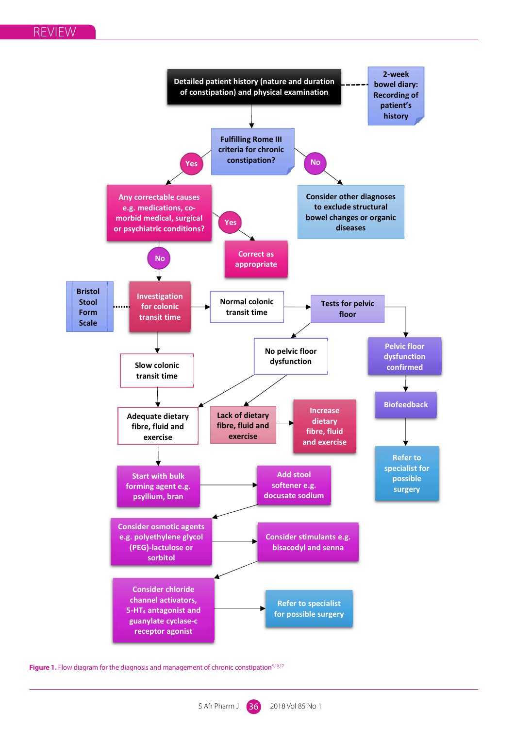- Detailed patient history (nature and duration of constipation) and physical examination
  - 2-week bowel diary: Recording of patient's history
- Fulfilling Rome III criteria for chronic constipation?
  - **No** → Consider other diagnoses to exclude structural bowel changes or organic diseases
  - **Yes** → Any correctable causes e.g. medications, co-morbid medical, surgical or psychiatric conditions?
    - **Yes** → Correct as appropriate
    - **No** → Investigation for colonic transit time (Bristol Stool Form Scale)
      - Normal colonic transit time → Tests for pelvic floor
        - Pelvic floor dysfunction confirmed → Biofeedback → Refer to specialist for possible surgery
        - No pelvic floor dysfunction
          - → Adequate dietary fibre, fluid and exercise
          - → Lack of dietary fibre, fluid and exercise → Increase dietary fibre, fluid and exercise
      - Slow colonic transit time → Adequate dietary fibre, fluid and exercise
        - Start with bulk forming agent e.g. psyllium, bran → Add stool softener e.g. docusate sodium
        - Consider osmotic agents e.g. polyethylene glycol (PEG)-lactulose or sorbitol → Consider stimulants e.g. bisacodyl and senna
        - Consider chloride channel activators, 5-$HT_4$ antagonist and guanylate cyclase-c receptor agonist → Refer to specialist for possible surgery

**Figure 1.** Flow diagram for the diagnosis and management of chronic constipation[5,10,17]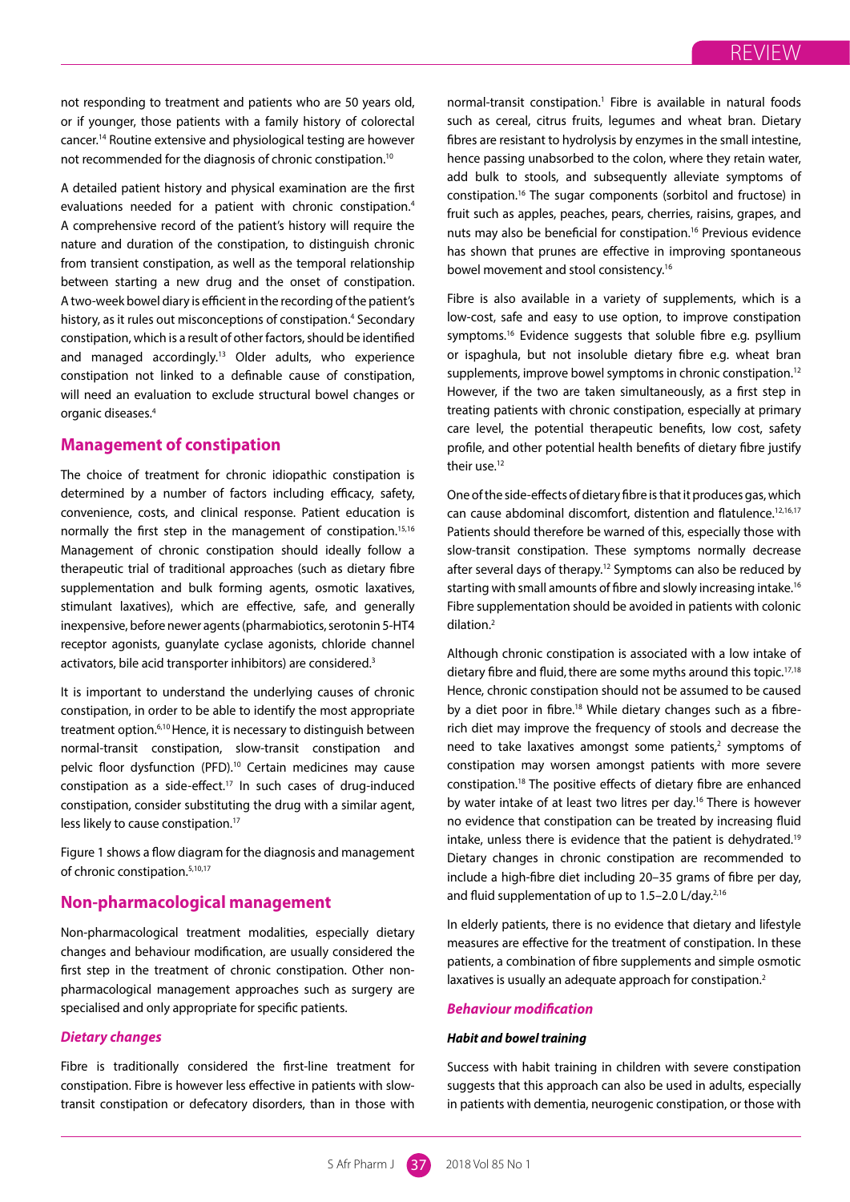not responding to treatment and patients who are 50 years old, or if younger, those patients with a family history of colorectal cancer.[14] Routine extensive and physiological testing are however not recommended for the diagnosis of chronic constipation.[10]

A detailed patient history and physical examination are the first evaluations needed for a patient with chronic constipation.[4] A comprehensive record of the patient's history will require the nature and duration of the constipation, to distinguish chronic from transient constipation, as well as the temporal relationship between starting a new drug and the onset of constipation. A two-week bowel diary is efficient in the recording of the patient's history, as it rules out misconceptions of constipation.[4] Secondary constipation, which is a result of other factors, should be identified and managed accordingly.[13] Older adults, who experience constipation not linked to a definable cause of constipation, will need an evaluation to exclude structural bowel changes or organic diseases.[4]

## Management of constipation

The choice of treatment for chronic idiopathic constipation is determined by a number of factors including efficacy, safety, convenience, costs, and clinical response. Patient education is normally the first step in the management of constipation.[15,16] Management of chronic constipation should ideally follow a therapeutic trial of traditional approaches (such as dietary fibre supplementation and bulk forming agents, osmotic laxatives, stimulant laxatives), which are effective, safe, and generally inexpensive, before newer agents (pharmabiotics, serotonin 5-HT4 receptor agonists, guanylate cyclase agonists, chloride channel activators, bile acid transporter inhibitors) are considered.[3]

It is important to understand the underlying causes of chronic constipation, in order to be able to identify the most appropriate treatment option.[6,10] Hence, it is necessary to distinguish between normal-transit constipation, slow-transit constipation and pelvic floor dysfunction (PFD).[10] Certain medicines may cause constipation as a side-effect.[17] In such cases of drug-induced constipation, consider substituting the drug with a similar agent, less likely to cause constipation.[17]

Figure 1 shows a flow diagram for the diagnosis and management of chronic constipation.[5,10,17]

## Non-pharmacological management

Non-pharmacological treatment modalities, especially dietary changes and behaviour modification, are usually considered the first step in the treatment of chronic constipation. Other non-pharmacological management approaches such as surgery are specialised and only appropriate for specific patients.

### *Dietary changes*

Fibre is traditionally considered the first-line treatment for constipation. Fibre is however less effective in patients with slow-transit constipation or defecatory disorders, than in those with normal-transit constipation.[1] Fibre is available in natural foods such as cereal, citrus fruits, legumes and wheat bran. Dietary fibres are resistant to hydrolysis by enzymes in the small intestine, hence passing unabsorbed to the colon, where they retain water, add bulk to stools, and subsequently alleviate symptoms of constipation.[16] The sugar components (sorbitol and fructose) in fruit such as apples, peaches, pears, cherries, raisins, grapes, and nuts may also be beneficial for constipation.[16] Previous evidence has shown that prunes are effective in improving spontaneous bowel movement and stool consistency.[16]

Fibre is also available in a variety of supplements, which is a low-cost, safe and easy to use option, to improve constipation symptoms.[16] Evidence suggests that soluble fibre e.g. psyllium or ispaghula, but not insoluble dietary fibre e.g. wheat bran supplements, improve bowel symptoms in chronic constipation.[12] However, if the two are taken simultaneously, as a first step in treating patients with chronic constipation, especially at primary care level, the potential therapeutic benefits, low cost, safety profile, and other potential health benefits of dietary fibre justify their use.[12]

One of the side-effects of dietary fibre is that it produces gas, which can cause abdominal discomfort, distention and flatulence.[12,16,17] Patients should therefore be warned of this, especially those with slow-transit constipation. These symptoms normally decrease after several days of therapy.[12] Symptoms can also be reduced by starting with small amounts of fibre and slowly increasing intake.[16] Fibre supplementation should be avoided in patients with colonic dilation.[2]

Although chronic constipation is associated with a low intake of dietary fibre and fluid, there are some myths around this topic.[17,18] Hence, chronic constipation should not be assumed to be caused by a diet poor in fibre.[18] While dietary changes such as a fibre-rich diet may improve the frequency of stools and decrease the need to take laxatives amongst some patients,[2] symptoms of constipation may worsen amongst patients with more severe constipation.[18] The positive effects of dietary fibre are enhanced by water intake of at least two litres per day.[16] There is however no evidence that constipation can be treated by increasing fluid intake, unless there is evidence that the patient is dehydrated.[19] Dietary changes in chronic constipation are recommended to include a high-fibre diet including 20–35 grams of fibre per day, and fluid supplementation of up to 1.5–2.0 L/day.[2,16]

In elderly patients, there is no evidence that dietary and lifestyle measures are effective for the treatment of constipation. In these patients, a combination of fibre supplements and simple osmotic laxatives is usually an adequate approach for constipation.[2]

### *Behaviour modification*

#### ***Habit and bowel training***

Success with habit training in children with severe constipation suggests that this approach can also be used in adults, especially in patients with dementia, neurogenic constipation, or those with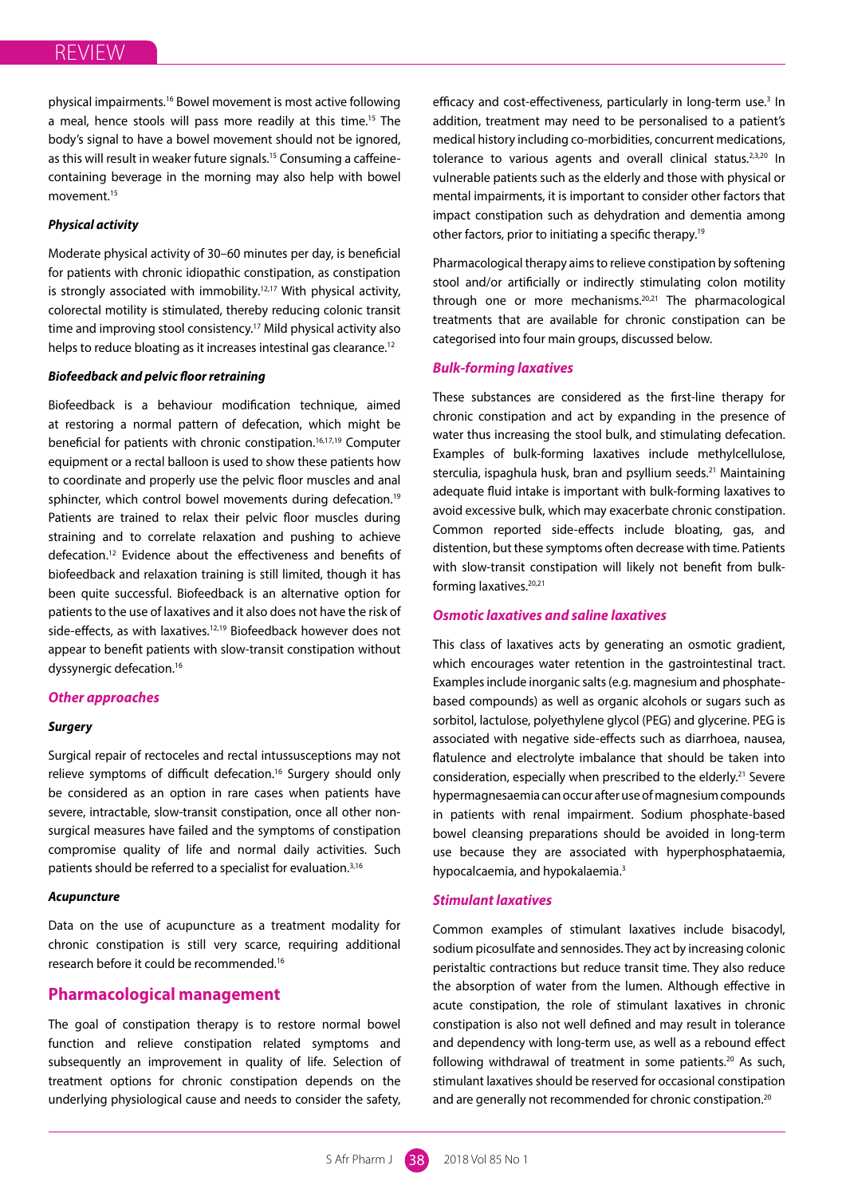physical impairments.[16] Bowel movement is most active following a meal, hence stools will pass more readily at this time.[15] The body's signal to have a bowel movement should not be ignored, as this will result in weaker future signals.[15] Consuming a caffeine-containing beverage in the morning may also help with bowel movement.[15]

#### *Physical activity*

Moderate physical activity of 30–60 minutes per day, is beneficial for patients with chronic idiopathic constipation, as constipation is strongly associated with immobility.[12,17] With physical activity, colorectal motility is stimulated, thereby reducing colonic transit time and improving stool consistency.[17] Mild physical activity also helps to reduce bloating as it increases intestinal gas clearance.[12]

#### *Biofeedback and pelvic floor retraining*

Biofeedback is a behaviour modification technique, aimed at restoring a normal pattern of defecation, which might be beneficial for patients with chronic constipation.[16,17,19] Computer equipment or a rectal balloon is used to show these patients how to coordinate and properly use the pelvic floor muscles and anal sphincter, which control bowel movements during defecation.[19] Patients are trained to relax their pelvic floor muscles during straining and to correlate relaxation and pushing to achieve defecation.[12] Evidence about the effectiveness and benefits of biofeedback and relaxation training is still limited, though it has been quite successful. Biofeedback is an alternative option for patients to the use of laxatives and it also does not have the risk of side-effects, as with laxatives.[12,19] Biofeedback however does not appear to benefit patients with slow-transit constipation without dyssynergic defecation.[16]

### *Other approaches*

#### *Surgery*

Surgical repair of rectoceles and rectal intussusceptions may not relieve symptoms of difficult defecation.[16] Surgery should only be considered as an option in rare cases when patients have severe, intractable, slow-transit constipation, once all other non-surgical measures have failed and the symptoms of constipation compromise quality of life and normal daily activities. Such patients should be referred to a specialist for evaluation.[3,16]

#### *Acupuncture*

Data on the use of acupuncture as a treatment modality for chronic constipation is still very scarce, requiring additional research before it could be recommended.[16]

## Pharmacological management

The goal of constipation therapy is to restore normal bowel function and relieve constipation related symptoms and subsequently an improvement in quality of life. Selection of treatment options for chronic constipation depends on the underlying physiological cause and needs to consider the safety, efficacy and cost-effectiveness, particularly in long-term use.[3] In addition, treatment may need to be personalised to a patient's medical history including co-morbidities, concurrent medications, tolerance to various agents and overall clinical status.[2,3,20] In vulnerable patients such as the elderly and those with physical or mental impairments, it is important to consider other factors that impact constipation such as dehydration and dementia among other factors, prior to initiating a specific therapy.[19]

Pharmacological therapy aims to relieve constipation by softening stool and/or artificially or indirectly stimulating colon motility through one or more mechanisms.[20,21] The pharmacological treatments that are available for chronic constipation can be categorised into four main groups, discussed below.

### *Bulk-forming laxatives*

These substances are considered as the first-line therapy for chronic constipation and act by expanding in the presence of water thus increasing the stool bulk, and stimulating defecation. Examples of bulk-forming laxatives include methylcellulose, sterculia, ispaghula husk, bran and psyllium seeds.[21] Maintaining adequate fluid intake is important with bulk-forming laxatives to avoid excessive bulk, which may exacerbate chronic constipation. Common reported side-effects include bloating, gas, and distention, but these symptoms often decrease with time. Patients with slow-transit constipation will likely not benefit from bulk-forming laxatives.[20,21]

### *Osmotic laxatives and saline laxatives*

This class of laxatives acts by generating an osmotic gradient, which encourages water retention in the gastrointestinal tract. Examples include inorganic salts (e.g. magnesium and phosphate-based compounds) as well as organic alcohols or sugars such as sorbitol, lactulose, polyethylene glycol (PEG) and glycerine. PEG is associated with negative side-effects such as diarrhoea, nausea, flatulence and electrolyte imbalance that should be taken into consideration, especially when prescribed to the elderly.[21] Severe hypermagnesaemia can occur after use of magnesium compounds in patients with renal impairment. Sodium phosphate-based bowel cleansing preparations should be avoided in long-term use because they are associated with hyperphosphataemia, hypocalcaemia, and hypokalaemia.[3]

### *Stimulant laxatives*

Common examples of stimulant laxatives include bisacodyl, sodium picosulfate and sennosides. They act by increasing colonic peristaltic contractions but reduce transit time. They also reduce the absorption of water from the lumen. Although effective in acute constipation, the role of stimulant laxatives in chronic constipation is also not well defined and may result in tolerance and dependency with long-term use, as well as a rebound effect following withdrawal of treatment in some patients.[20] As such, stimulant laxatives should be reserved for occasional constipation and are generally not recommended for chronic constipation.[20]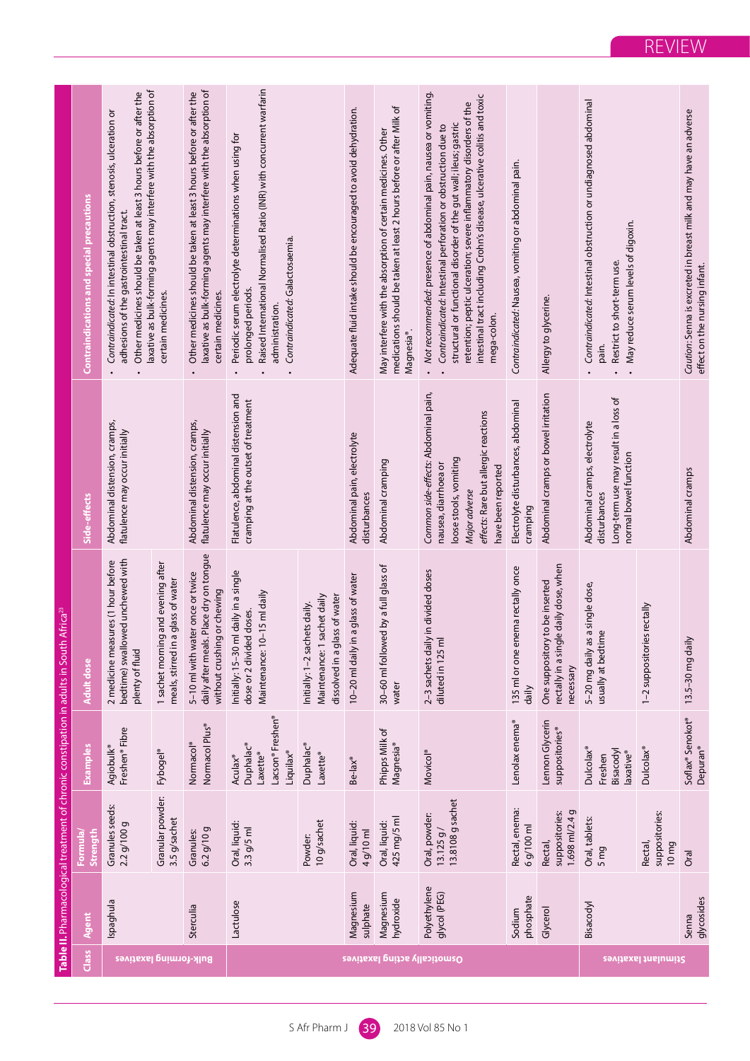**Table II.** Pharmacological treatment of chronic constipation in adults in South Africa[23]

| Class | Agent | Formula/ Strength | Examples | Adult dose | Side-effects | Contraindications and special precautions |
|---|---|---|---|---|---|---|
| Bulk-forming laxatives | Ispaghula | Granules seeds: 2.2 g/100 g | Agiobulk® Freshen® Fibre | 2 medicine measures (1 hour before bedtime) swallowed unchewed with plenty of fluid | Abdominal distension, cramps, flatulence may occur initially | • *Contraindicated*: In intestinal obstruction, stenosis, ulceration or adhesions of the gastrointestinal tract. • Other medicines should be taken at least 3 hours before or after the laxative as bulk-forming agents may interfere with the absorption of certain medicines. |
| | | Granular powder: 3.5 g/sachet | Fybogel® | 1 sachet morning and evening after meals, stirred in a glass of water | | |
| | Sterculia | Granules: 6.2 g/10 g | Normacol® Normacol Plus® | 5–10 ml with water once or twice daily after meals. Place dry on tongue without crushing or chewing | Abdominal distension, cramps, flatulence may occur initially | • Other medicines should be taken at least 3 hours before or after the laxative as bulk-forming agents may interfere with the absorption of certain medicines. |
| Osmotically acting laxatives | Lactulose | Oral, liquid: 3.3 g/5 ml | Aculax® Duphalac® Laxette® Lacson® Freshen® Liquilax® | Initially: 15–30 ml daily in a single dose or 2 divided doses. Maintenance: 10–15 ml daily | Flatulence, abdominal distension and cramping at the outset of treatment | • Periodic serum electrolyte determinations when using for prolonged periods. • Raised International Normalised Ratio (INR) with concurrent warfarin administration. • *Contraindicated*: Galactosaemia. |
| | | Powder: 10 g/sachet | Duphalac® Laxette® | Initially: 1–2 sachets daily. Maintenance: 1 sachet daily dissolved in a glass of water | | |
| | Magnesium sulphate | Oral, liquid: 4 g/10 ml | Be-lax® | 10–20 ml daily in a glass of water | Abdominal pain, electrolyte disturbances | Adequate fluid intake should be encouraged to avoid dehydration. |
| | Magnesium hydroxide | Oral, liquid: 425 mg/5 ml | Phipps Milk of Magnesia® | 30–60 ml followed by a full glass of water | Abdominal cramping | May interfere with the absorption of certain medicines. Other medications should be taken at least 2 hours before or after Milk of Magnesia®. |
| | Polyethylene glycol (PEG) | Oral, powder: 13.125 g / 13.8108 g sachet | Movicol® | 2–3 sachets daily in divided doses diluted in 125 ml | *Common side-effects*: Abdominal pain, nausea, diarrhoea or loose stools, vomiting *Major adverse effects*: Rare but allergic reactions have been reported | • *Not recommended*: presence of abdominal pain, nausea or vomiting. • *Contraindicated*: Intestinal perforation or obstruction due to structural or functional disorder of the gut wall; ileus; gastric retention; peptic ulceration; severe inflammatory disorders of the intestinal tract including Crohn's disease, ulcerative colitis and toxic mega-colon. |
| | Sodium phosphate | Rectal, enema: 6 g/100 ml | Lenolax enema® | 135 ml or one enema rectally once daily | Electrolyte disturbances, abdominal cramping | *Contraindicated*: Nausea, vomiting or abdominal pain. |
| | Glycerol | Rectal, suppositories: 1.698 ml/2.4 g | Lennon Glycerin suppositories® | One suppository to be inserted rectally in a single daily dose, when necessary | Abdominal cramps or bowel irritation | Allergy to glycerine. |
| Stimulant laxatives | Bisacodyl | Oral, tablets: 5 mg | Dulcolax® Freshen Bisacodyl laxative® | 5–20 mg daily as a single dose, usually at bedtime | Abdominal cramps, electrolyte disturbances Long-term use may result in a loss of normal bowel function | • *Contraindicated*: Intestinal obstruction or undiagnosed abdominal pain. • Restrict to short-term use. • May reduce serum levels of digoxin. |
| | | Rectal, suppositories: 10 mg | Dulcolax® | 1–2 suppositories rectally | | |
| | Senna glycosides | Oral | Soflax® Senokot® Depuran® | 13.5–30 mg daily | Abdominal cramps | *Caution*: Senna is excreted in breast milk and may have an adverse effect on the nursing infant. |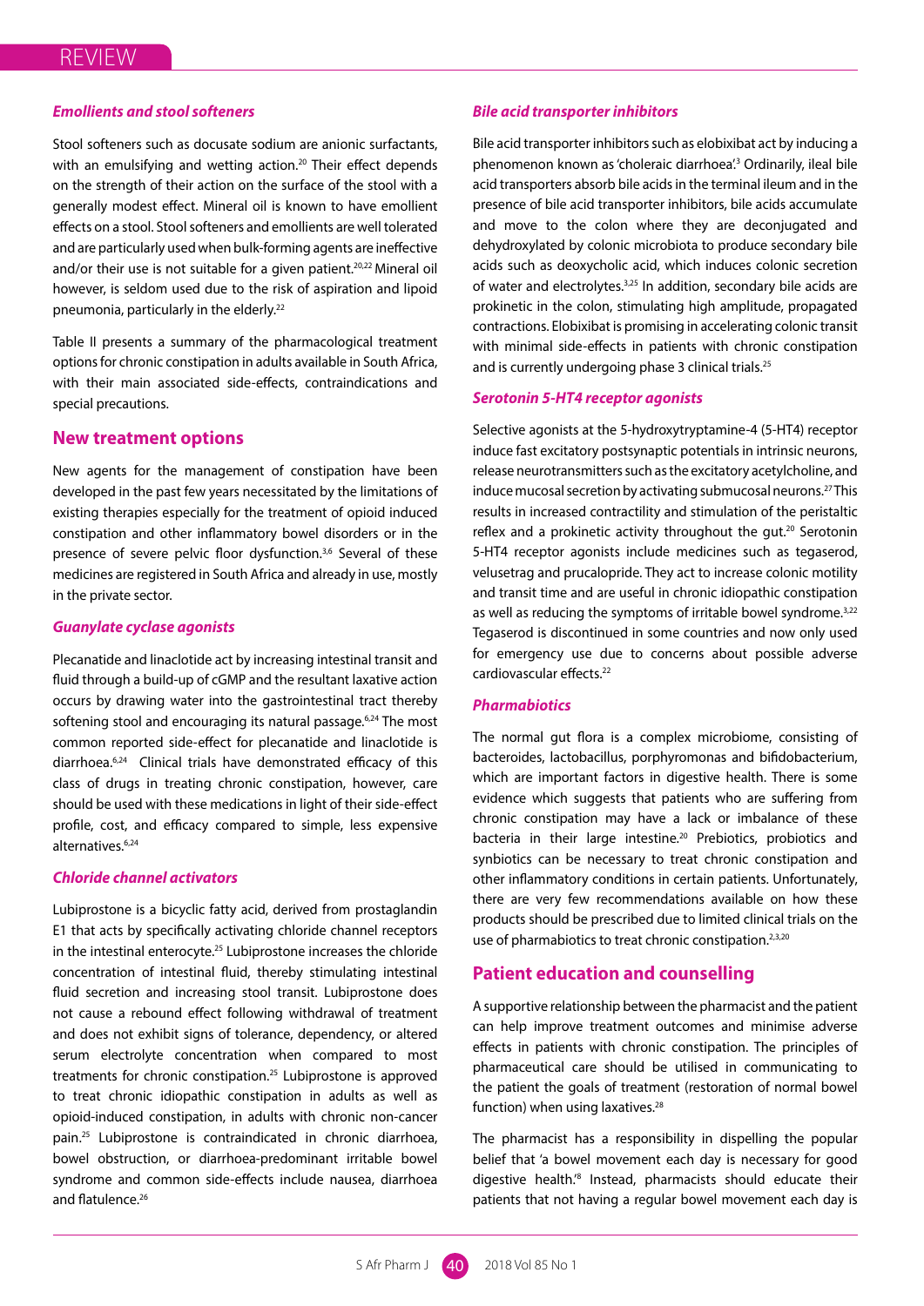### *Emollients and stool softeners*

Stool softeners such as docusate sodium are anionic surfactants, with an emulsifying and wetting action.[20] Their effect depends on the strength of their action on the surface of the stool with a generally modest effect. Mineral oil is known to have emollient effects on a stool. Stool softeners and emollients are well tolerated and are particularly used when bulk-forming agents are ineffective and/or their use is not suitable for a given patient.[20,22] Mineral oil however, is seldom used due to the risk of aspiration and lipoid pneumonia, particularly in the elderly.[22]

Table II presents a summary of the pharmacological treatment options for chronic constipation in adults available in South Africa, with their main associated side-effects, contraindications and special precautions.

## New treatment options

New agents for the management of constipation have been developed in the past few years necessitated by the limitations of existing therapies especially for the treatment of opioid induced constipation and other inflammatory bowel disorders or in the presence of severe pelvic floor dysfunction.[3,6] Several of these medicines are registered in South Africa and already in use, mostly in the private sector.

### *Guanylate cyclase agonists*

Plecanatide and linaclotide act by increasing intestinal transit and fluid through a build-up of cGMP and the resultant laxative action occurs by drawing water into the gastrointestinal tract thereby softening stool and encouraging its natural passage.[6,24] The most common reported side-effect for plecanatide and linaclotide is diarrhoea.[6,24] Clinical trials have demonstrated efficacy of this class of drugs in treating chronic constipation, however, care should be used with these medications in light of their side-effect profile, cost, and efficacy compared to simple, less expensive alternatives.[6,24]

### *Chloride channel activators*

Lubiprostone is a bicyclic fatty acid, derived from prostaglandin E1 that acts by specifically activating chloride channel receptors in the intestinal enterocyte.[25] Lubiprostone increases the chloride concentration of intestinal fluid, thereby stimulating intestinal fluid secretion and increasing stool transit. Lubiprostone does not cause a rebound effect following withdrawal of treatment and does not exhibit signs of tolerance, dependency, or altered serum electrolyte concentration when compared to most treatments for chronic constipation.[25] Lubiprostone is approved to treat chronic idiopathic constipation in adults as well as opioid-induced constipation, in adults with chronic non-cancer pain.[25] Lubiprostone is contraindicated in chronic diarrhoea, bowel obstruction, or diarrhoea-predominant irritable bowel syndrome and common side-effects include nausea, diarrhoea and flatulence.[26]

### *Bile acid transporter inhibitors*

Bile acid transporter inhibitors such as elobixibat act by inducing a phenomenon known as 'choleraic diarrhoea'.[3] Ordinarily, ileal bile acid transporters absorb bile acids in the terminal ileum and in the presence of bile acid transporter inhibitors, bile acids accumulate and move to the colon where they are deconjugated and dehydroxylated by colonic microbiota to produce secondary bile acids such as deoxycholic acid, which induces colonic secretion of water and electrolytes.[3,25] In addition, secondary bile acids are prokinetic in the colon, stimulating high amplitude, propagated contractions. Elobixibat is promising in accelerating colonic transit with minimal side-effects in patients with chronic constipation and is currently undergoing phase 3 clinical trials.[25]

### *Serotonin 5-HT4 receptor agonists*

Selective agonists at the 5-hydroxytryptamine-4 (5-HT4) receptor induce fast excitatory postsynaptic potentials in intrinsic neurons, release neurotransmitters such as the excitatory acetylcholine, and induce mucosal secretion by activating submucosal neurons.[27] This results in increased contractility and stimulation of the peristaltic reflex and a prokinetic activity throughout the gut.[20] Serotonin 5-HT4 receptor agonists include medicines such as tegaserod, velusetrag and prucalopride. They act to increase colonic motility and transit time and are useful in chronic idiopathic constipation as well as reducing the symptoms of irritable bowel syndrome.[3,22] Tegaserod is discontinued in some countries and now only used for emergency use due to concerns about possible adverse cardiovascular effects.[22]

### *Pharmabiotics*

The normal gut flora is a complex microbiome, consisting of bacteroides, lactobacillus, porphyromonas and bifidobacterium, which are important factors in digestive health. There is some evidence which suggests that patients who are suffering from chronic constipation may have a lack or imbalance of these bacteria in their large intestine.[20] Prebiotics, probiotics and synbiotics can be necessary to treat chronic constipation and other inflammatory conditions in certain patients. Unfortunately, there are very few recommendations available on how these products should be prescribed due to limited clinical trials on the use of pharmabiotics to treat chronic constipation.[2,3,20]

## Patient education and counselling

A supportive relationship between the pharmacist and the patient can help improve treatment outcomes and minimise adverse effects in patients with chronic constipation. The principles of pharmaceutical care should be utilised in communicating to the patient the goals of treatment (restoration of normal bowel function) when using laxatives.[28]

The pharmacist has a responsibility in dispelling the popular belief that 'a bowel movement each day is necessary for good digestive health.'[8] Instead, pharmacists should educate their patients that not having a regular bowel movement each day is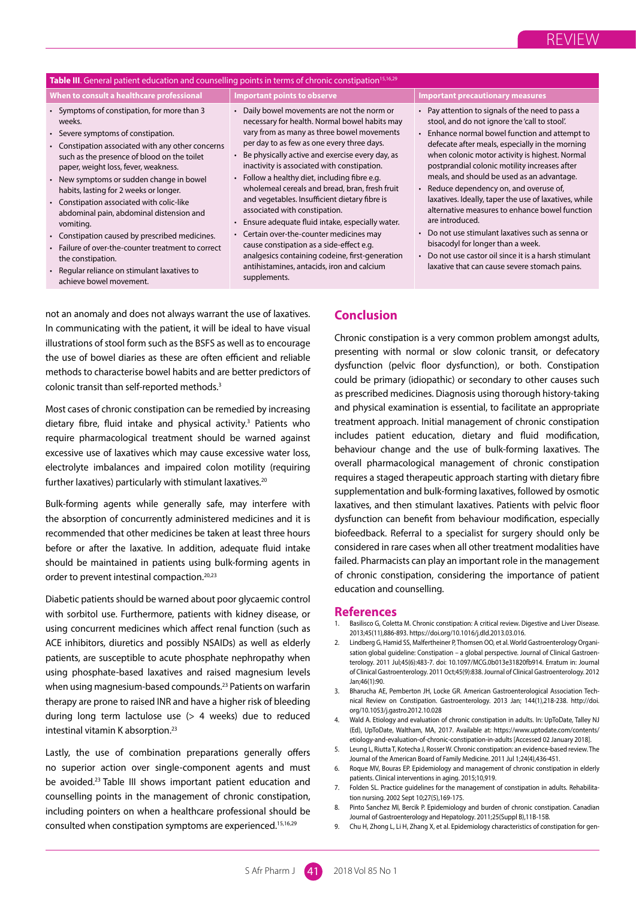**Table III**. General patient education and counselling points in terms of chronic constipation[15,16,29]

| When to consult a healthcare professional | Important points to observe | Important precautionary measures |
|---|---|---|
| • Symptoms of constipation, for more than 3 weeks.<br>• Severe symptoms of constipation.<br>• Constipation associated with any other concerns such as the presence of blood on the toilet paper, weight loss, fever, weakness.<br>• New symptoms or sudden change in bowel habits, lasting for 2 weeks or longer.<br>• Constipation associated with colic-like abdominal pain, abdominal distension and vomiting.<br>• Constipation caused by prescribed medicines.<br>• Failure of over-the-counter treatment to correct the constipation.<br>• Regular reliance on stimulant laxatives to achieve bowel movement. | • Daily bowel movements are not the norm or necessary for health. Normal bowel habits may vary from as many as three bowel movements per day to as few as one every three days.<br>• Be physically active and exercise every day, as inactivity is associated with constipation.<br>• Follow a healthy diet, including fibre e.g. wholemeal cereals and bread, bran, fresh fruit and vegetables. Insufficient dietary fibre is associated with constipation.<br>• Ensure adequate fluid intake, especially water.<br>• Certain over-the-counter medicines may cause constipation as a side-effect e.g. analgesics containing codeine, first-generation antihistamines, antacids, iron and calcium supplements. | • Pay attention to signals of the need to pass a stool, and do not ignore the 'call to stool'.<br>• Enhance normal bowel function and attempt to defecate after meals, especially in the morning when colonic motor activity is highest. Normal postprandial colonic motility increases after meals, and should be used as an advantage.<br>• Reduce dependency on, and overuse of, laxatives. Ideally, taper the use of laxatives, while alternative measures to enhance bowel function are introduced.<br>• Do not use stimulant laxatives such as senna or bisacodyl for longer than a week.<br>• Do not use castor oil since it is a harsh stimulant laxative that can cause severe stomach pains. |

not an anomaly and does not always warrant the use of laxatives. In communicating with the patient, it will be ideal to have visual illustrations of stool form such as the BSFS as well as to encourage the use of bowel diaries as these are often efficient and reliable methods to characterise bowel habits and are better predictors of colonic transit than self-reported methods.[3]

Most cases of chronic constipation can be remedied by increasing dietary fibre, fluid intake and physical activity.[3] Patients who require pharmacological treatment should be warned against excessive use of laxatives which may cause excessive water loss, electrolyte imbalances and impaired colon motility (requiring further laxatives) particularly with stimulant laxatives.[20]

Bulk-forming agents while generally safe, may interfere with the absorption of concurrently administered medicines and it is recommended that other medicines be taken at least three hours before or after the laxative. In addition, adequate fluid intake should be maintained in patients using bulk-forming agents in order to prevent intestinal compaction.[20,23]

Diabetic patients should be warned about poor glycaemic control with sorbitol use. Furthermore, patients with kidney disease, or using concurrent medicines which affect renal function (such as ACE inhibitors, diuretics and possibly NSAIDs) as well as elderly patients, are susceptible to acute phosphate nephropathy when using phosphate-based laxatives and raised magnesium levels when using magnesium-based compounds.[23] Patients on warfarin therapy are prone to raised INR and have a higher risk of bleeding during long term lactulose use (> 4 weeks) due to reduced intestinal vitamin K absorption.[23]

Lastly, the use of combination preparations generally offers no superior action over single-component agents and must be avoided.[23] Table III shows important patient education and counselling points in the management of chronic constipation, including pointers on when a healthcare professional should be consulted when constipation symptoms are experienced.[15,16,29]

## Conclusion

Chronic constipation is a very common problem amongst adults, presenting with normal or slow colonic transit, or defecatory dysfunction (pelvic floor dysfunction), or both. Constipation could be primary (idiopathic) or secondary to other causes such as prescribed medicines. Diagnosis using thorough history-taking and physical examination is essential, to facilitate an appropriate treatment approach. Initial management of chronic constipation includes patient education, dietary and fluid modification, behaviour change and the use of bulk-forming laxatives. The overall pharmacological management of chronic constipation requires a staged therapeutic approach starting with dietary fibre supplementation and bulk-forming laxatives, followed by osmotic laxatives, and then stimulant laxatives. Patients with pelvic floor dysfunction can benefit from behaviour modification, especially biofeedback. Referral to a specialist for surgery should only be considered in rare cases when all other treatment modalities have failed. Pharmacists can play an important role in the management of chronic constipation, considering the importance of patient education and counselling.

## References

1. Basilisco G, Coletta M. Chronic constipation: A critical review. Digestive and Liver Disease. 2013;45(11),886-893. https://doi.org/10.1016/j.dld.2013.03.016.
2. Lindberg G, Hamid SS, Malfertheiner P, Thomsen OO, et al. World Gastroenterology Organisation global guideline: Constipation – a global perspective. Journal of Clinical Gastroenterology. 2011 Jul;45(6):483-7. doi: 10.1097/MCG.0b013e31820fb914. Erratum in: Journal of Clinical Gastroenterology. 2011 Oct;45(9):838. Journal of Clinical Gastroenterology. 2012 Jan;46(1):90.
3. Bharucha AE, Pemberton JH, Locke GR. American Gastroenterological Association Technical Review on Constipation. Gastroenterology. 2013 Jan; 144(1),218-238. http://doi.org/10.1053/j.gastro.2012.10.028
4. Wald A. Etiology and evaluation of chronic constipation in adults. In: UpToDate, Talley NJ (Ed), UpToDate, Waltham, MA, 2017. Available at: https://www.uptodate.com/contents/etiology-and-evaluation-of-chronic-constipation-in-adults [Accessed 02 January 2018].
5. Leung L, Riutta T, Kotecha J, Rosser W. Chronic constipation: an evidence-based review. The Journal of the American Board of Family Medicine. 2011 Jul 1;24(4),436-451.
6. Roque MV, Bouras EP. Epidemiology and management of chronic constipation in elderly patients. Clinical interventions in aging. 2015;10,919.
7. Folden SL. Practice guidelines for the management of constipation in adults. Rehabilitation nursing. 2002 Sept 10;27(5),169-175.
8. Pinto Sanchez MI, Bercik P. Epidemiology and burden of chronic constipation. Canadian Journal of Gastroenterology and Hepatology. 2011;25(Suppl B),11B-15B.
9. Chu H, Zhong L, Li H, Zhang X, et al. Epidemiology characteristics of constipation for gen-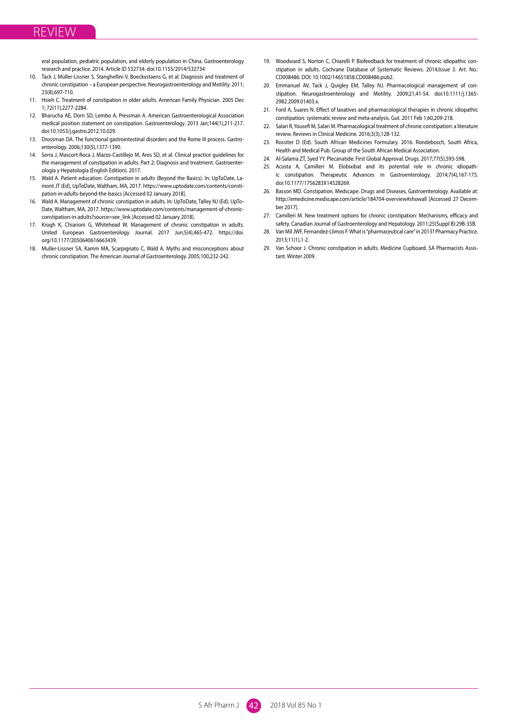eral population, pediatric population, and elderly population in China. Gastroenterology research and practice. 2014. Article ID 532734. doi:10.1155/2014/532734

10. Tack J, Müller-Lissner S, Stanghellini V, Boeckxstaens G, et al. Diagnosis and treatment of chronic constipation – a European perspective. Neurogastroenterology and Motility. 2011; 23(8),697-710.
11. Hsieh C. Treatment of constipation in older adults. American Family Physician. 2005 Dec 1; 72(11),2277-2284.
12. Bharucha AE, Dorn SD, Lembo A, Pressman A. American Gastroenterological Association medical position statement on constipation. Gastroenterology. 2013 Jan;144(1),211-217. doi:10.1053/j.gastro.2012.10.029.
13. Drossman DA. The functional gastrointestinal disorders and the Rome III process. Gastroenterology. 2006;130(5),1377-1390.
14. Serra J, Mascort-Roca J, Marzo-Castillejo M, Aros SD, et al. Clinical practice guidelines for the management of constipation in adults. Part 2: Diagnosis and treatment. Gastroenterología y Hepatología (English Edition). 2017.
15. Wald A. Patient education: Constipation in adults (Beyond the Basics). In: UpToDate, Lamont JT (Ed), UpToDate, Waltham, MA, 2017. https://www.uptodate.com/contents/constipation-in-adults-beyond-the-basics [Accessed 02 January 2018].
16. Wald A. Management of chronic constipation in adults. In: UpToDate, Talley NJ (Ed), UpToDate, Waltham, MA, 2017. https://www.uptodate.com/contents/management-of-chronic-constipation-in-adults?source=see_link [Accessed 02 January 2018].
17. Krogh K, Chiarioni G, Whitehead W. Management of chronic constipation in adults. United European Gastroenterology Journal. 2017 Jun;5(4),465-472. https://doi.org/10.1177/2050640616663439.
18. Muller-Lissner SA, Kamm MA, Scarpignato C, Wald A. Myths and misconceptions about chronic constipation. The American Journal of Gastroenterology. 2005;100,232-242.
19. Woodward S, Norton C, Chiarelli P. Biofeedback for treatment of chronic idiopathic constipation in adults. Cochrane Database of Systematic Reviews. 2014;Issue 3. Art. No.: CD008486. DOI: 10.1002/14651858.CD008486.pub2.
20. Emmanuel AV, Tack J, Quigley EM, Talley NJ. Pharmacological management of constipation. Neurogastroenterology and Motility. 2009;21,41-54. doi:10.1111/j.1365-2982.2009.01403.x.
21. Ford A, Suares N. Effect of laxatives and pharmacological therapies in chronic idiopathic constipation: systematic review and meta-analysis. Gut. 2011 Feb 1;60,209-218.
22. Salari R, Yousefi M, Salari M. Pharmacological treatment of chronic constipation: a literature review. Reviews in Clinical Medicine. 2016;3(3),128-132.
23. Rossiter D (Ed). South African Medicines Formulary. 2016. Rondebosch, South Africa, Health and Medical Pub. Group of the South African Medical Association.
24. Al-Salama ZT, Syed YY. Plecanatide: First Global Approval. Drugs. 2017;77(5),593-598.
25. Acosta A, Camilleri M. Elobixibat and its potential role in chronic idiopathic constipation. Therapeutic Advances in Gastroenterology. 2014;7(4),167-175. doi:10.1177/1756283X14528269.
26. Basson MD. Constipation. Medscape. Drugs and Diseases, Gastroenterology. Available at: http://emedicine.medscape.com/article/184704-overview#showall [Accessed 27 December 2017].
27. Camilleri M. New treatment options for chronic constipation: Mechanisms, efficacy and safety. Canadian Journal of Gastroenterology and Hepatology. 2011;25(Suppl B):29B-35B.
28. Van Mil JWF, Fernandez-Llimos F. What is "pharmaceutical care" in 2013? Pharmacy Practice. 2013;11(1),1-2.
29. Van Schoor J. Chronic constipation in adults. Medicine Cupboard. SA Pharmacists Assistant. Winter 2009.